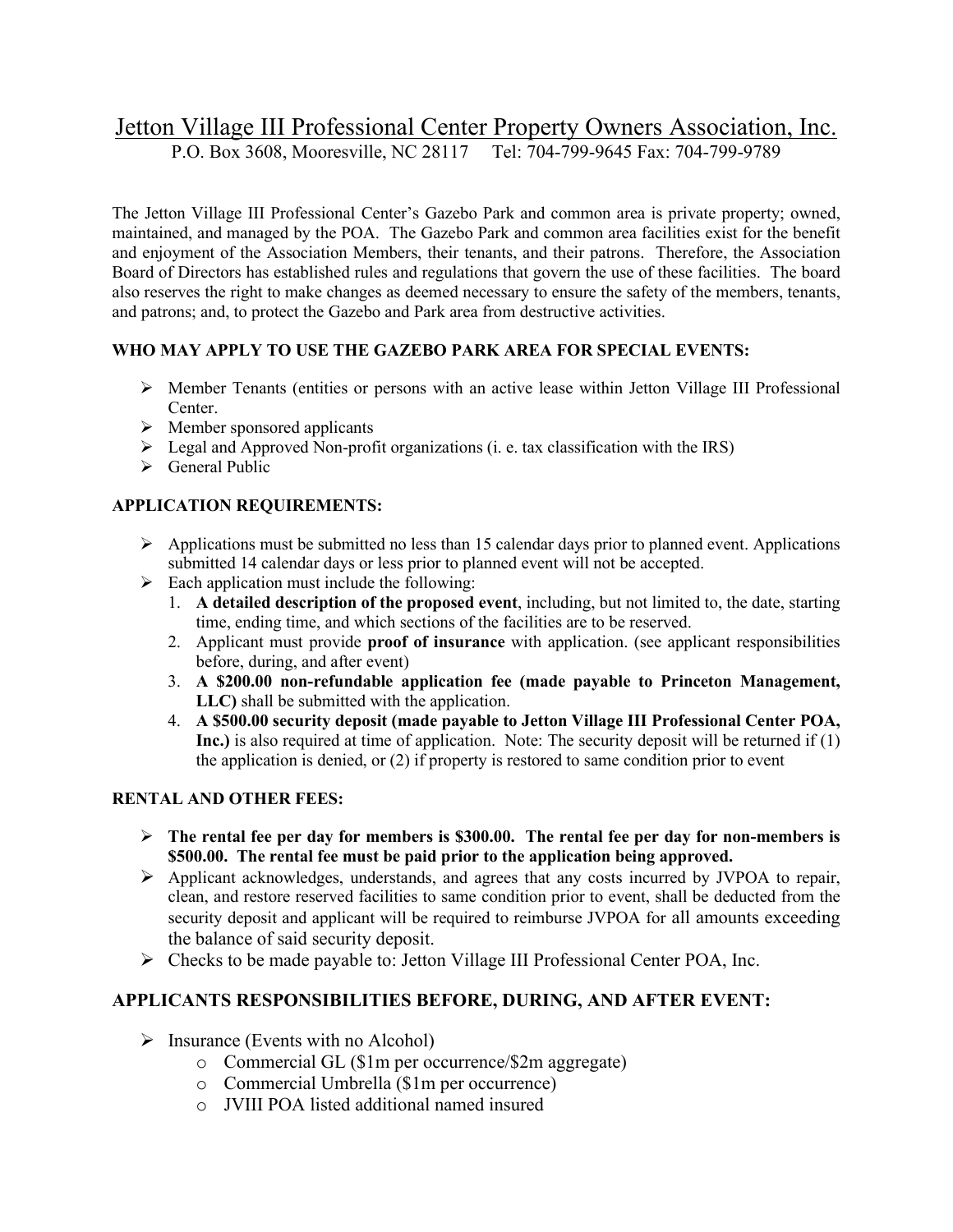# Jetton Village III Professional Center Property Owners Association, Inc.

P.O. Box 3608, Mooresville, NC 28117 Tel: 704-799-9645 Fax: 704-799-9789

The Jetton Village III Professional Center's Gazebo Park and common area is private property; owned, maintained, and managed by the POA. The Gazebo Park and common area facilities exist for the benefit and enjoyment of the Association Members, their tenants, and their patrons. Therefore, the Association Board of Directors has established rules and regulations that govern the use of these facilities. The board also reserves the right to make changes as deemed necessary to ensure the safety of the members, tenants, and patrons; and, to protect the Gazebo and Park area from destructive activities.

### WHO MAY APPLY TO USE THE GAZEBO PARK AREA FOR SPECIAL EVENTS:

- Member Tenants (entities or persons with an active lease within Jetton Village III Professional Center.
- Member sponsored applicants
- Legal and Approved Non-profit organizations (i. e. tax classification with the IRS)
- General Public

### APPLICATION REQUIREMENTS:

- Applications must be submitted no less than 15 calendar days prior to planned event. Applications submitted 14 calendar days or less prior to planned event will not be accepted.
- Each application must include the following:
  1. **A detailed description of the proposed event**, including, but not limited to, the date, starting time, ending time, and which sections of the facilities are to be reserved.
  2. Applicant must provide **proof of insurance** with application. (see applicant responsibilities before, during, and after event)
  3. **A $200.00 non-refundable application fee (made payable to Princeton Management, LLC)** shall be submitted with the application.
  4. **A $500.00 security deposit (made payable to Jetton Village III Professional Center POA, Inc.)** is also required at time of application. Note: The security deposit will be returned if (1) the application is denied, or (2) if property is restored to same condition prior to event

### RENTAL AND OTHER FEES:

- **The rental fee per day for members is $300.00. The rental fee per day for non-members is $500.00. The rental fee must be paid prior to the application being approved.**
- Applicant acknowledges, understands, and agrees that any costs incurred by JVPOA to repair, clean, and restore reserved facilities to same condition prior to event, shall be deducted from the security deposit and applicant will be required to reimburse JVPOA for all amounts exceeding the balance of said security deposit.
- Checks to be made payable to: Jetton Village III Professional Center POA, Inc.

### APPLICANTS RESPONSIBILITIES BEFORE, DURING, AND AFTER EVENT:

- Insurance (Events with no Alcohol)
  - Commercial GL ($1m per occurrence/$2m aggregate)
  - Commercial Umbrella ($1m per occurrence)
  - JVIII POA listed additional named insured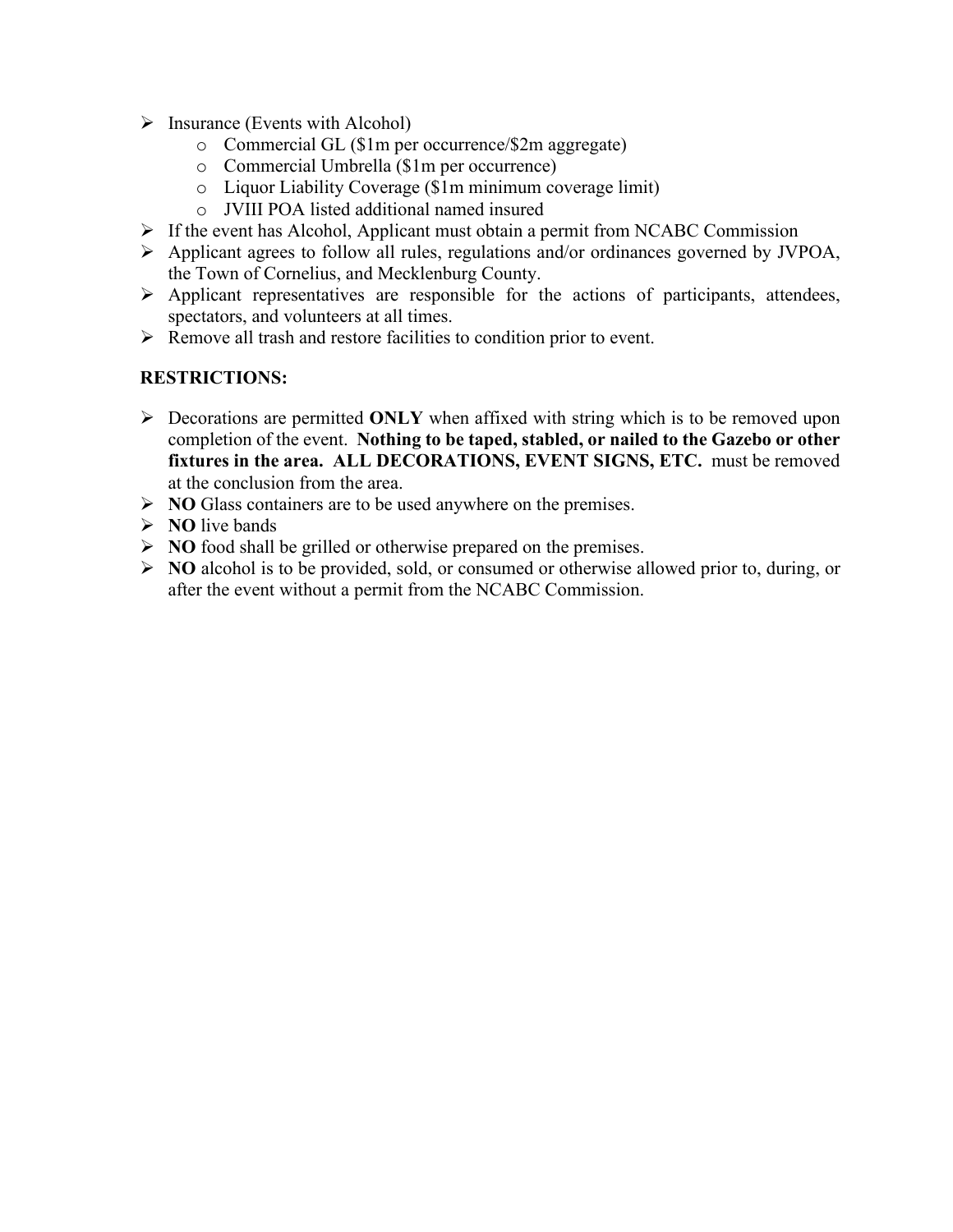- Insurance (Events with Alcohol)
  - Commercial GL ($1m per occurrence/$2m aggregate)
  - Commercial Umbrella ($1m per occurrence)
  - Liquor Liability Coverage ($1m minimum coverage limit)
  - JVIII POA listed additional named insured
- If the event has Alcohol, Applicant must obtain a permit from NCABC Commission
- Applicant agrees to follow all rules, regulations and/or ordinances governed by JVPOA, the Town of Cornelius, and Mecklenburg County.
- Applicant representatives are responsible for the actions of participants, attendees, spectators, and volunteers at all times.
- Remove all trash and restore facilities to condition prior to event.

**RESTRICTIONS:**

- Decorations are permitted **ONLY** when affixed with string which is to be removed upon completion of the event. **Nothing to be taped, stabled, or nailed to the Gazebo or other fixtures in the area. ALL DECORATIONS, EVENT SIGNS, ETC.** must be removed at the conclusion from the area.
- **NO** Glass containers are to be used anywhere on the premises.
- **NO** live bands
- **NO** food shall be grilled or otherwise prepared on the premises.
- **NO** alcohol is to be provided, sold, or consumed or otherwise allowed prior to, during, or after the event without a permit from the NCABC Commission.